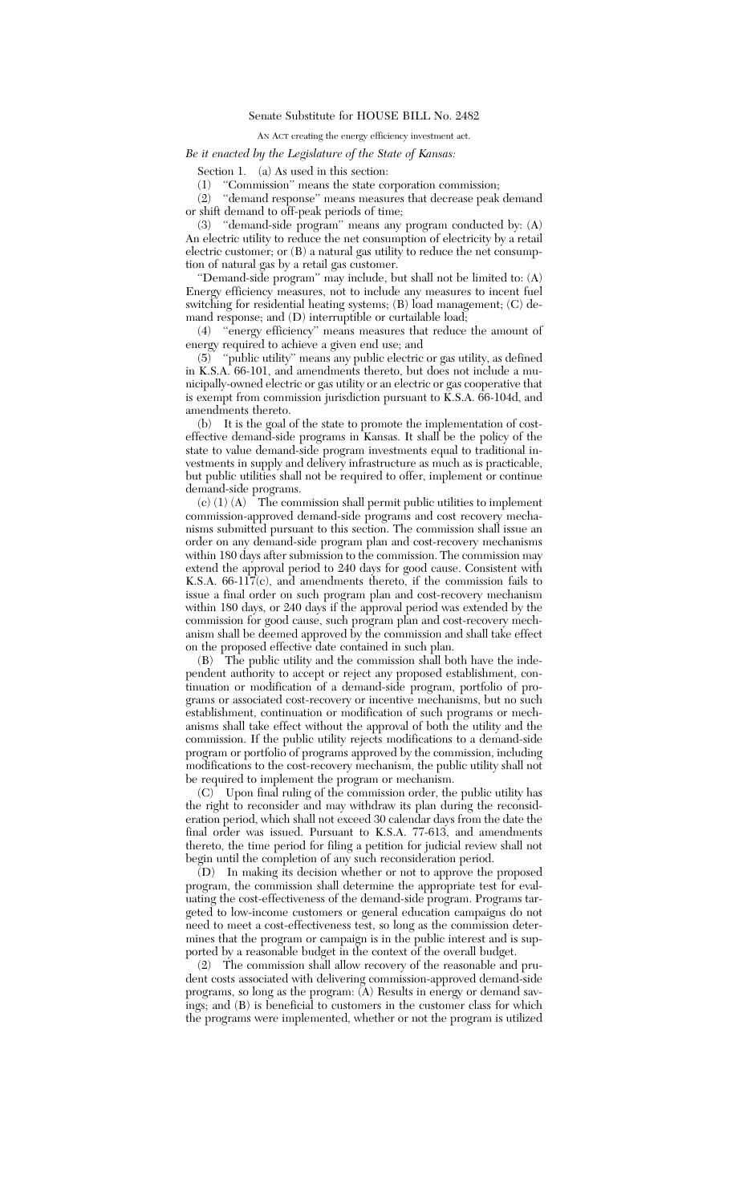Senate Substitute for HOUSE BILL No. 2482

AN ACT creating the energy efficiency investment act.

*Be it enacted by the Legislature of the State of Kansas:*

Section 1. (a) As used in this section:

(1) "Commission" means the state corporation commission;

(2) "demand response" means measures that decrease peak demand or shift demand to off-peak periods of time;

(3) "demand-side program" means any program conducted by: (A) An electric utility to reduce the net consumption of electricity by a retail electric customer; or (B) a natural gas utility to reduce the net consumption of natural gas by a retail gas customer.

"Demand-side program" may include, but shall not be limited to: (A) Energy efficiency measures, not to include any measures to incent fuel switching for residential heating systems; (B) load management; (C) demand response; and (D) interruptible or curtailable load;

(4) "energy efficiency" means measures that reduce the amount of energy required to achieve a given end use; and

(5) "public utility" means any public electric or gas utility, as defined in K.S.A. 66-101, and amendments thereto, but does not include a municipally-owned electric or gas utility or an electric or gas cooperative that is exempt from commission jurisdiction pursuant to K.S.A. 66-104d, and amendments thereto.

(b) It is the goal of the state to promote the implementation of cost-effective demand-side programs in Kansas. It shall be the policy of the state to value demand-side program investments equal to traditional investments in supply and delivery infrastructure as much as is practicable, but public utilities shall not be required to offer, implement or continue demand-side programs.

(c) (1) (A) The commission shall permit public utilities to implement commission-approved demand-side programs and cost recovery mechanisms submitted pursuant to this section. The commission shall issue an order on any demand-side program plan and cost-recovery mechanisms within 180 days after submission to the commission. The commission may extend the approval period to 240 days for good cause. Consistent with K.S.A. 66-117(c), and amendments thereto, if the commission fails to issue a final order on such program plan and cost-recovery mechanism within 180 days, or 240 days if the approval period was extended by the commission for good cause, such program plan and cost-recovery mechanism shall be deemed approved by the commission and shall take effect on the proposed effective date contained in such plan.

(B) The public utility and the commission shall both have the independent authority to accept or reject any proposed establishment, continuation or modification of a demand-side program, portfolio of programs or associated cost-recovery or incentive mechanisms, but no such establishment, continuation or modification of such programs or mechanisms shall take effect without the approval of both the utility and the commission. If the public utility rejects modifications to a demand-side program or portfolio of programs approved by the commission, including modifications to the cost-recovery mechanism, the public utility shall not be required to implement the program or mechanism.

(C) Upon final ruling of the commission order, the public utility has the right to reconsider and may withdraw its plan during the reconsideration period, which shall not exceed 30 calendar days from the date the final order was issued. Pursuant to K.S.A. 77-613, and amendments thereto, the time period for filing a petition for judicial review shall not begin until the completion of any such reconsideration period.

(D) In making its decision whether or not to approve the proposed program, the commission shall determine the appropriate test for evaluating the cost-effectiveness of the demand-side program. Programs targeted to low-income customers or general education campaigns do not need to meet a cost-effectiveness test, so long as the commission determines that the program or campaign is in the public interest and is supported by a reasonable budget in the context of the overall budget.

(2) The commission shall allow recovery of the reasonable and prudent costs associated with delivering commission-approved demand-side programs, so long as the program: (A) Results in energy or demand savings; and (B) is beneficial to customers in the customer class for which the programs were implemented, whether or not the program is utilized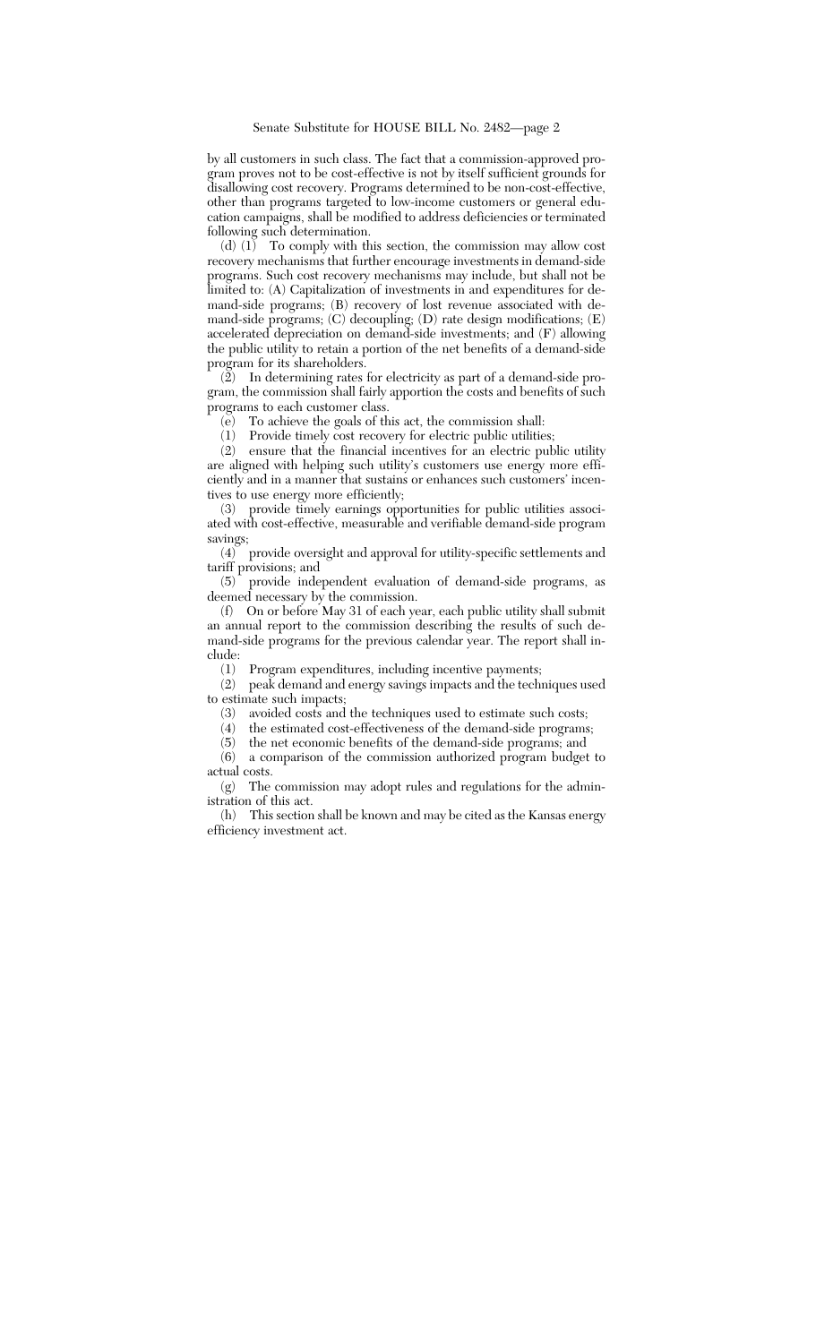by all customers in such class. The fact that a commission-approved program proves not to be cost-effective is not by itself sufficient grounds for disallowing cost recovery. Programs determined to be non-cost-effective, other than programs targeted to low-income customers or general education campaigns, shall be modified to address deficiencies or terminated following such determination.

(d) (1) To comply with this section, the commission may allow cost recovery mechanisms that further encourage investments in demand-side programs. Such cost recovery mechanisms may include, but shall not be limited to: (A) Capitalization of investments in and expenditures for demand-side programs; (B) recovery of lost revenue associated with demand-side programs; (C) decoupling; (D) rate design modifications; (E) accelerated depreciation on demand-side investments; and (F) allowing the public utility to retain a portion of the net benefits of a demand-side program for its shareholders.

(2) In determining rates for electricity as part of a demand-side program, the commission shall fairly apportion the costs and benefits of such programs to each customer class.

(e) To achieve the goals of this act, the commission shall:

(1) Provide timely cost recovery for electric public utilities;

(2) ensure that the financial incentives for an electric public utility are aligned with helping such utility's customers use energy more efficiently and in a manner that sustains or enhances such customers' incentives to use energy more efficiently;

(3) provide timely earnings opportunities for public utilities associated with cost-effective, measurable and verifiable demand-side program savings;

(4) provide oversight and approval for utility-specific settlements and tariff provisions; and

(5) provide independent evaluation of demand-side programs, as deemed necessary by the commission.

(f) On or before May 31 of each year, each public utility shall submit an annual report to the commission describing the results of such demand-side programs for the previous calendar year. The report shall include:

(1) Program expenditures, including incentive payments;

(2) peak demand and energy savings impacts and the techniques used to estimate such impacts;

(3) avoided costs and the techniques used to estimate such costs;

(4) the estimated cost-effectiveness of the demand-side programs;

(5) the net economic benefits of the demand-side programs; and

(6) a comparison of the commission authorized program budget to actual costs.

(g) The commission may adopt rules and regulations for the administration of this act.

(h) This section shall be known and may be cited as the Kansas energy efficiency investment act.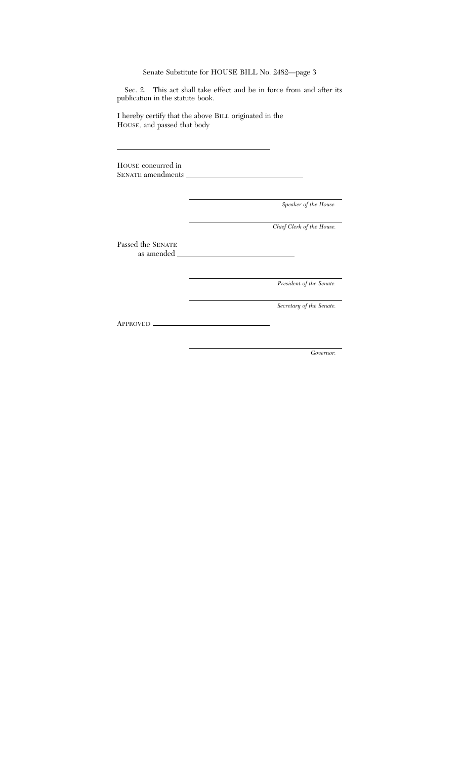Sec. 2. This act shall take effect and be in force from and after its publication in the statute book.

I hereby certify that the above BILL originated in the HOUSE, and passed that body

\_\_\_\_\_\_\_\_\_\_\_\_\_\_\_\_\_\_\_\_\_\_\_\_\_\_\_\_\_\_

HOUSE concurred in
SENATE amendments \_\_\_\_\_\_\_\_\_\_\_\_\_\_\_\_\_\_\_\_\_\_\_\_\_\_\_\_\_\_

\_\_\_\_\_\_\_\_\_\_\_\_\_\_\_\_\_\_\_\_\_\_\_\_\_\_\_\_\_\_
*Speaker of the House.*

\_\_\_\_\_\_\_\_\_\_\_\_\_\_\_\_\_\_\_\_\_\_\_\_\_\_\_\_\_\_
*Chief Clerk of the House.*

Passed the SENATE
as amended \_\_\_\_\_\_\_\_\_\_\_\_\_\_\_\_\_\_\_\_\_\_\_\_\_\_\_\_\_\_

\_\_\_\_\_\_\_\_\_\_\_\_\_\_\_\_\_\_\_\_\_\_\_\_\_\_\_\_\_\_
*President of the Senate.*

\_\_\_\_\_\_\_\_\_\_\_\_\_\_\_\_\_\_\_\_\_\_\_\_\_\_\_\_\_\_
*Secretary of the Senate.*

APPROVED \_\_\_\_\_\_\_\_\_\_\_\_\_\_\_\_\_\_\_\_\_\_\_\_\_\_\_\_\_\_

\_\_\_\_\_\_\_\_\_\_\_\_\_\_\_\_\_\_\_\_\_\_\_\_\_\_\_\_\_\_
*Governor.*